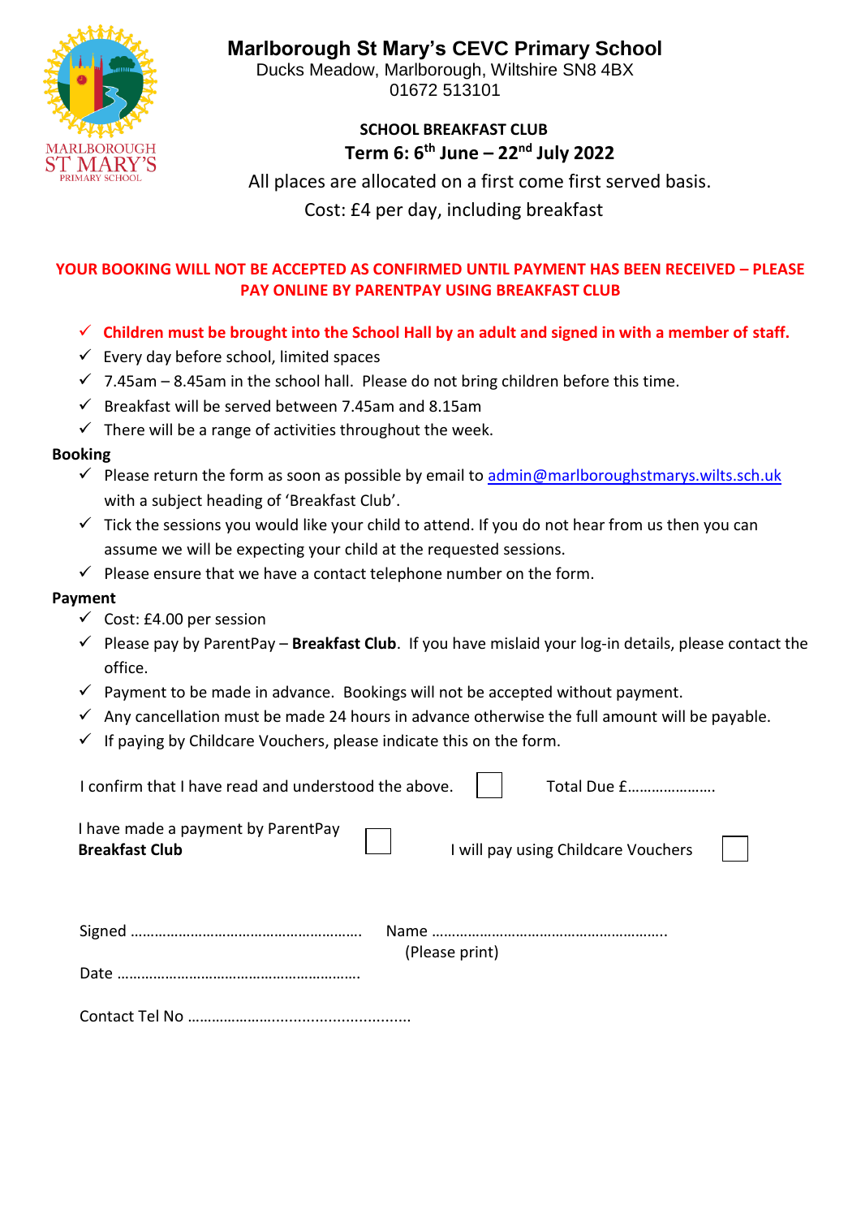# Marlborough St Mary's CEVC Primary School

Ducks Meadow, Marlborough, Wiltshire SN8 4BX
01672 513101

## SCHOOL BREAKFAST CLUB

**Term 6: 6th June – 22nd July 2022**

All places are allocated on a first come first served basis.

Cost: £4 per day, including breakfast

**YOUR BOOKING WILL NOT BE ACCEPTED AS CONFIRMED UNTIL PAYMENT HAS BEEN RECEIVED – PLEASE PAY ONLINE BY PARENTPAY USING BREAKFAST CLUB**

- ✓ **Children must be brought into the School Hall by an adult and signed in with a member of staff.**
- ✓ Every day before school, limited spaces
- ✓ 7.45am – 8.45am in the school hall. Please do not bring children before this time.
- ✓ Breakfast will be served between 7.45am and 8.15am
- ✓ There will be a range of activities throughout the week.

**Booking**

- ✓ Please return the form as soon as possible by email to admin@marlboroughstmarys.wilts.sch.uk with a subject heading of 'Breakfast Club'.
- ✓ Tick the sessions you would like your child to attend. If you do not hear from us then you can assume we will be expecting your child at the requested sessions.
- ✓ Please ensure that we have a contact telephone number on the form.

**Payment**

- ✓ Cost: £4.00 per session
- ✓ Please pay by ParentPay – **Breakfast Club**. If you have mislaid your log-in details, please contact the office.
- ✓ Payment to be made in advance. Bookings will not be accepted without payment.
- ✓ Any cancellation must be made 24 hours in advance otherwise the full amount will be payable.
- ✓ If paying by Childcare Vouchers, please indicate this on the form.

I confirm that I have read and understood the above. ☐ Total Due £…………………

I have made a payment by ParentPay **Breakfast Club** ☐ I will pay using Childcare Vouchers ☐

Signed ………………………………………………… Name …………………………………………………
(Please print)

Date ……………………………………………………

Contact Tel No ……………………………………………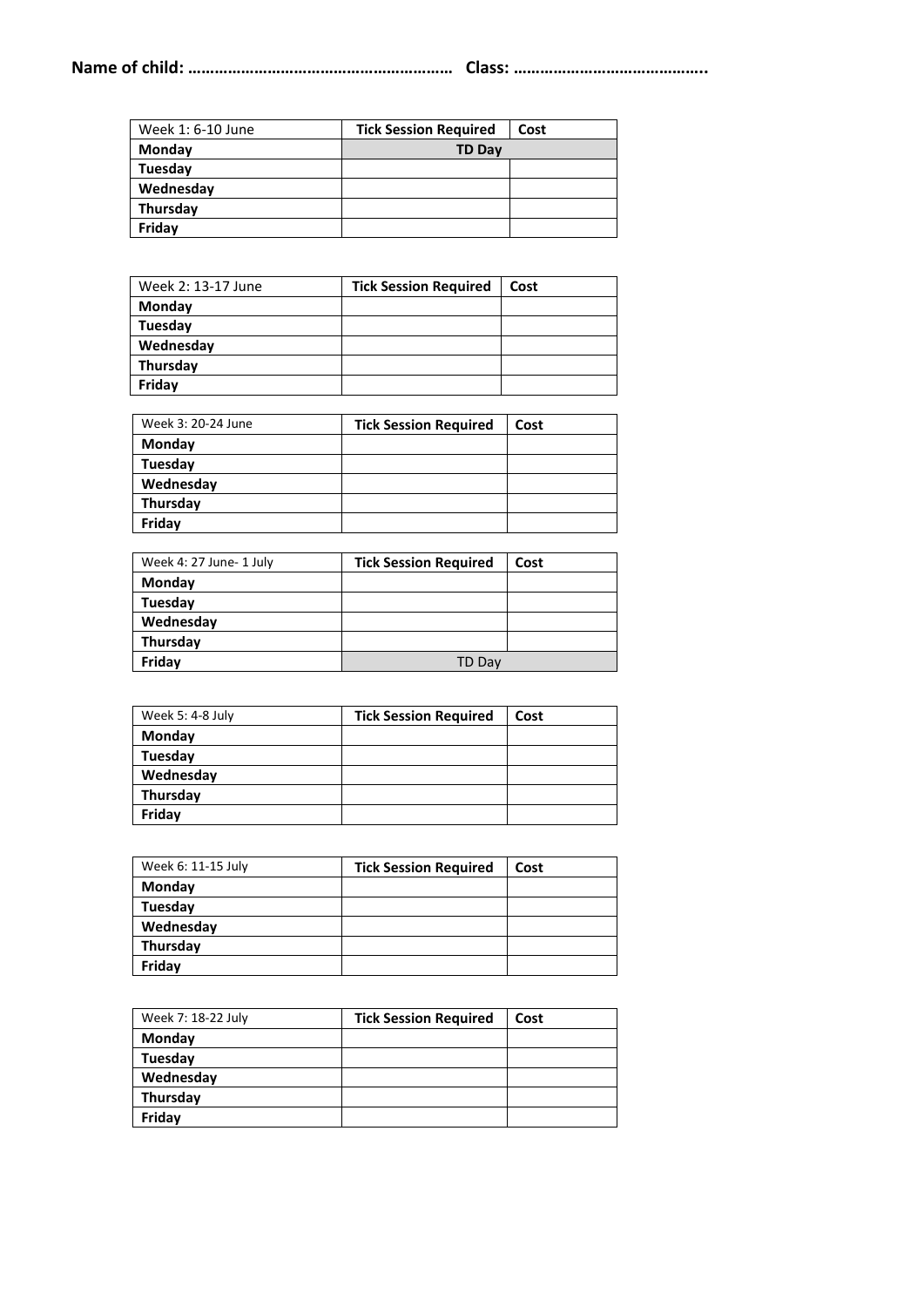**Name of child: …………………………………………………… Class: ……………………………………..**

| Week 1: 6-10 June | Tick Session Required | Cost |
|---|---|---|
| **Monday** | **TD Day** | |
| **Tuesday** | | |
| **Wednesday** | | |
| **Thursday** | | |
| **Friday** | | |

| Week 2: 13-17 June | Tick Session Required | Cost |
|---|---|---|
| **Monday** | | |
| **Tuesday** | | |
| **Wednesday** | | |
| **Thursday** | | |
| **Friday** | | |

| Week 3: 20-24 June | Tick Session Required | Cost |
|---|---|---|
| **Monday** | | |
| **Tuesday** | | |
| **Wednesday** | | |
| **Thursday** | | |
| **Friday** | | |

| Week 4: 27 June- 1 July | Tick Session Required | Cost |
|---|---|---|
| **Monday** | | |
| **Tuesday** | | |
| **Wednesday** | | |
| **Thursday** | | |
| **Friday** | TD Day | |

| Week 5: 4-8 July | Tick Session Required | Cost |
|---|---|---|
| **Monday** | | |
| **Tuesday** | | |
| **Wednesday** | | |
| **Thursday** | | |
| **Friday** | | |

| Week 6: 11-15 July | Tick Session Required | Cost |
|---|---|---|
| **Monday** | | |
| **Tuesday** | | |
| **Wednesday** | | |
| **Thursday** | | |
| **Friday** | | |

| Week 7: 18-22 July | Tick Session Required | Cost |
|---|---|---|
| **Monday** | | |
| **Tuesday** | | |
| **Wednesday** | | |
| **Thursday** | | |
| **Friday** | | |